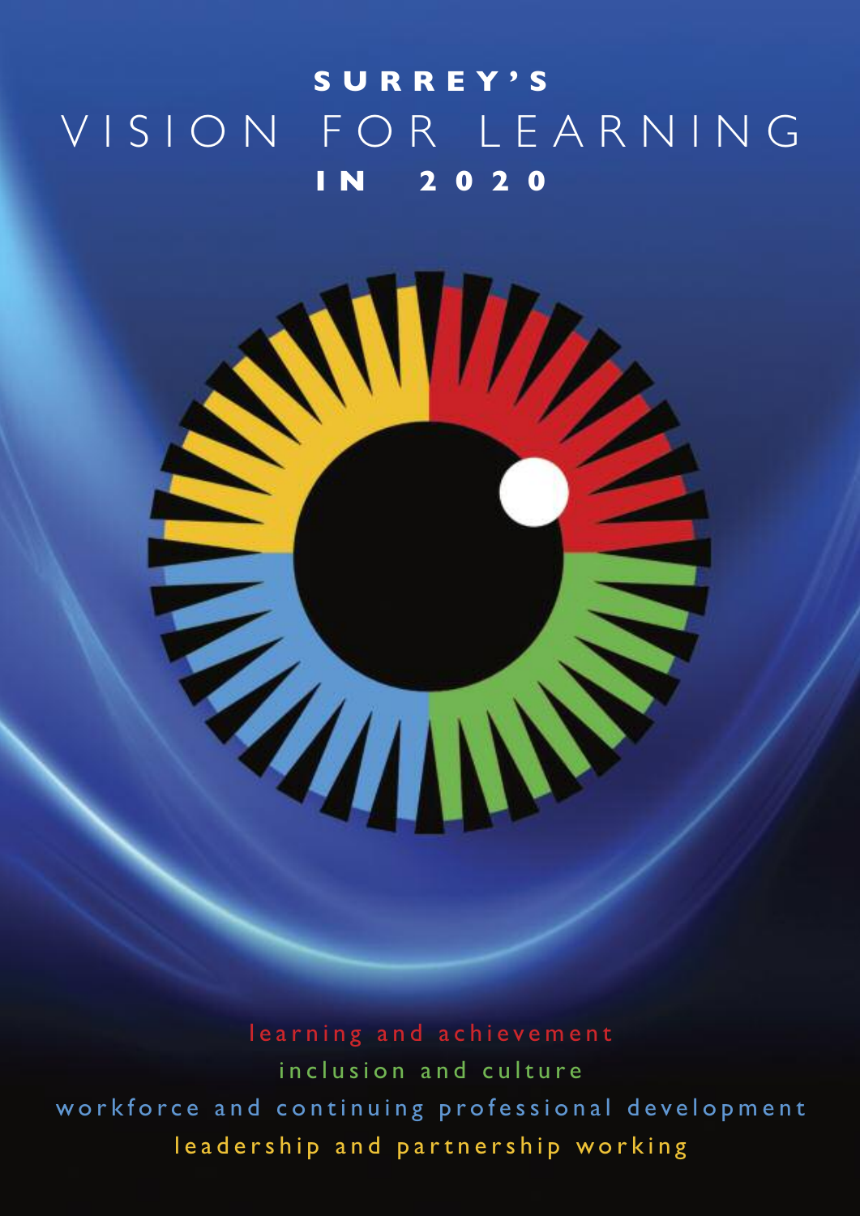# SURREY'S VISION FOR LEARNING IN 2020

learning and achievement

inclusion and culture

workforce and continuing professional development

leadership and partnership working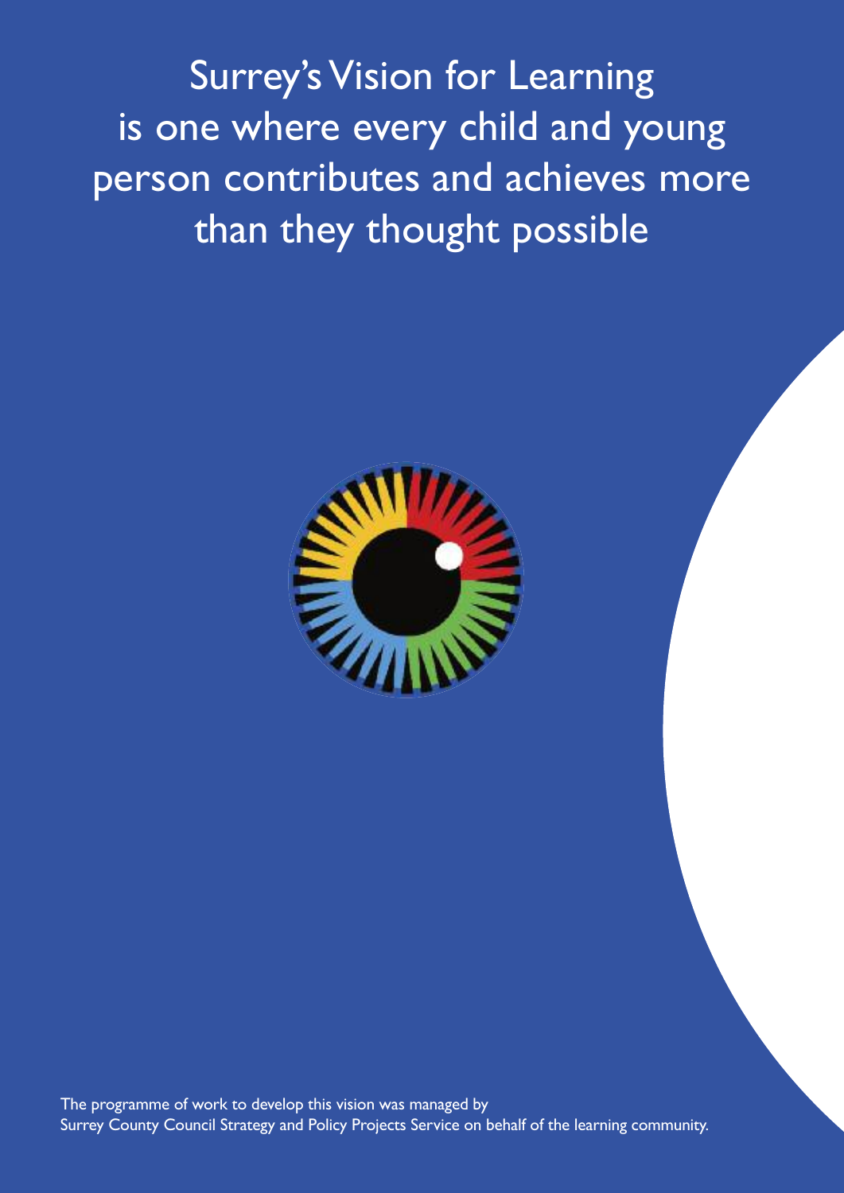# Surrey's Vision for Learning is one where every child and young person contributes and achieves more than they thought possible

The programme of work to develop this vision was managed by Surrey County Council Strategy and Policy Projects Service on behalf of the learning community.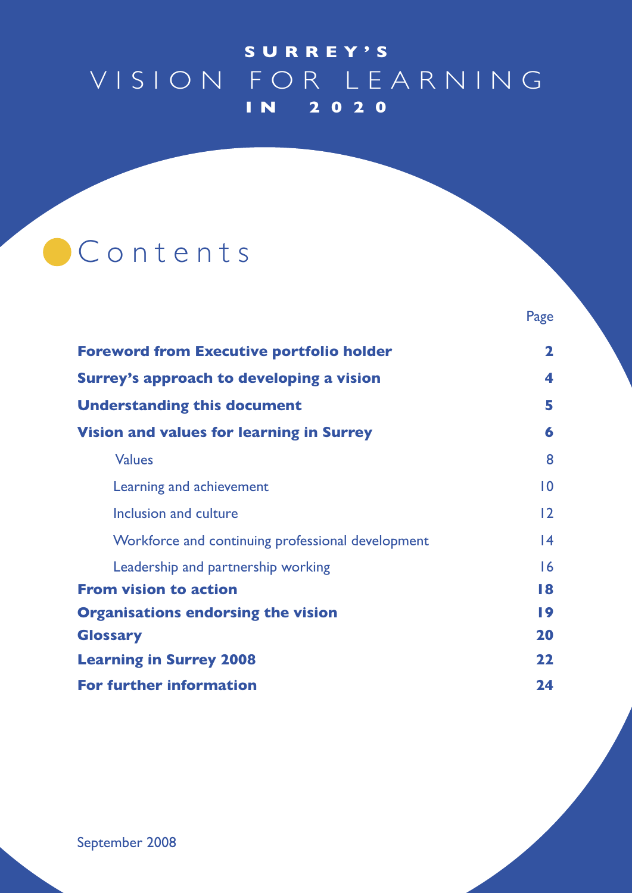# SURREY'S VISION FOR LEARNING IN 2020

## Contents

| | Page |
|---|---|
| **Foreword from Executive portfolio holder** | **2** |
| **Surrey's approach to developing a vision** | **4** |
| **Understanding this document** | **5** |
| **Vision and values for learning in Surrey** | **6** |
| Values | 8 |
| Learning and achievement | 10 |
| Inclusion and culture | 12 |
| Workforce and continuing professional development | 14 |
| Leadership and partnership working | 16 |
| **From vision to action** | **18** |
| **Organisations endorsing the vision** | **19** |
| **Glossary** | **20** |
| **Learning in Surrey 2008** | **22** |
| **For further information** | **24** |

September 2008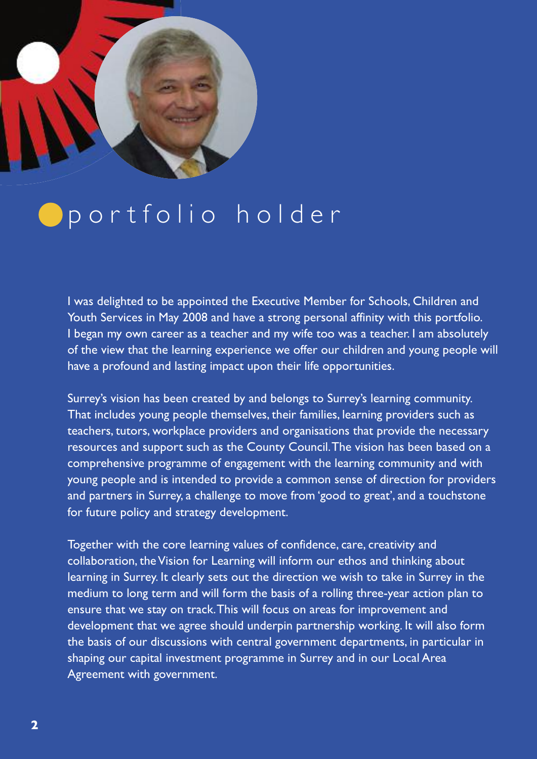# portfolio holder

I was delighted to be appointed the Executive Member for Schools, Children and Youth Services in May 2008 and have a strong personal affinity with this portfolio. I began my own career as a teacher and my wife too was a teacher. I am absolutely of the view that the learning experience we offer our children and young people will have a profound and lasting impact upon their life opportunities.

Surrey's vision has been created by and belongs to Surrey's learning community. That includes young people themselves, their families, learning providers such as teachers, tutors, workplace providers and organisations that provide the necessary resources and support such as the County Council. The vision has been based on a comprehensive programme of engagement with the learning community and with young people and is intended to provide a common sense of direction for providers and partners in Surrey, a challenge to move from 'good to great', and a touchstone for future policy and strategy development.

Together with the core learning values of confidence, care, creativity and collaboration, the Vision for Learning will inform our ethos and thinking about learning in Surrey. It clearly sets out the direction we wish to take in Surrey in the medium to long term and will form the basis of a rolling three-year action plan to ensure that we stay on track. This will focus on areas for improvement and development that we agree should underpin partnership working. It will also form the basis of our discussions with central government departments, in particular in shaping our capital investment programme in Surrey and in our Local Area Agreement with government.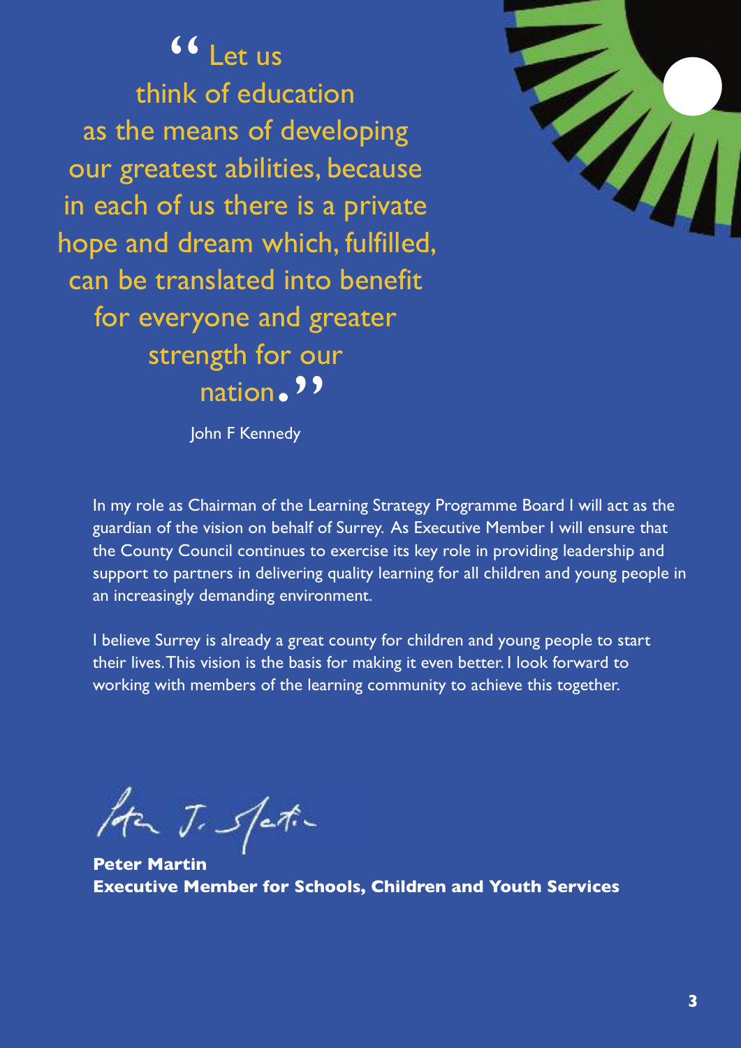> "Let us think of education as the means of developing our greatest abilities, because in each of us there is a private hope and dream which, fulfilled, can be translated into benefit for everyone and greater strength for our nation."
>
> John F Kennedy

In my role as Chairman of the Learning Strategy Programme Board I will act as the guardian of the vision on behalf of Surrey. As Executive Member I will ensure that the County Council continues to exercise its key role in providing leadership and support to partners in delivering quality learning for all children and young people in an increasingly demanding environment.

I believe Surrey is already a great county for children and young people to start their lives. This vision is the basis for making it even better. I look forward to working with members of the learning community to achieve this together.

**Peter Martin**
**Executive Member for Schools, Children and Youth Services**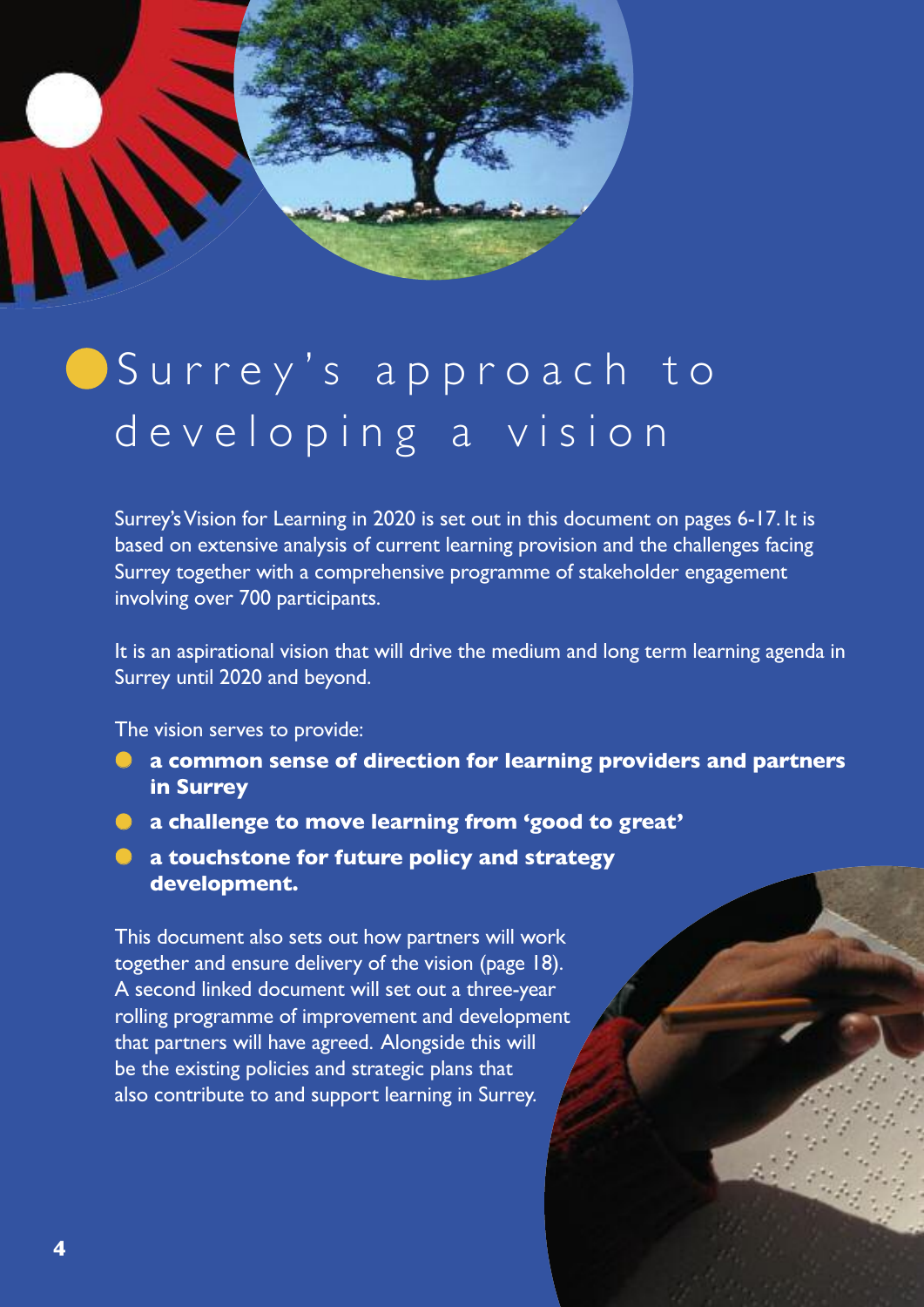# Surrey's approach to developing a vision

Surrey's Vision for Learning in 2020 is set out in this document on pages 6-17. It is based on extensive analysis of current learning provision and the challenges facing Surrey together with a comprehensive programme of stakeholder engagement involving over 700 participants.

It is an aspirational vision that will drive the medium and long term learning agenda in Surrey until 2020 and beyond.

The vision serves to provide:

- **a common sense of direction for learning providers and partners in Surrey**
- **a challenge to move learning from 'good to great'**
- **a touchstone for future policy and strategy development.**

This document also sets out how partners will work together and ensure delivery of the vision (page 18). A second linked document will set out a three-year rolling programme of improvement and development that partners will have agreed. Alongside this will be the existing policies and strategic plans that also contribute to and support learning in Surrey.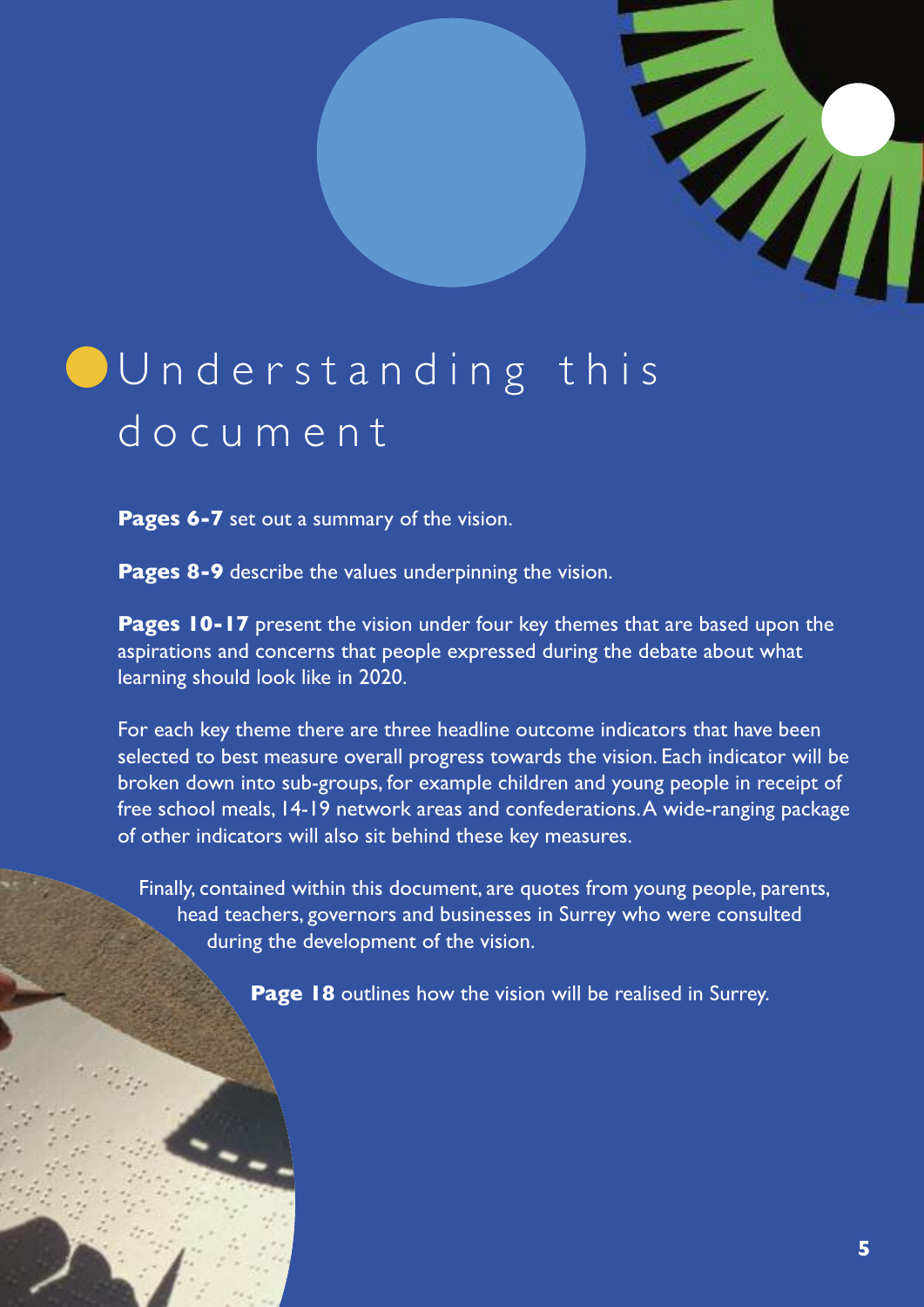# Understanding this document

**Pages 6-7** set out a summary of the vision.

**Pages 8-9** describe the values underpinning the vision.

**Pages 10-17** present the vision under four key themes that are based upon the aspirations and concerns that people expressed during the debate about what learning should look like in 2020.

For each key theme there are three headline outcome indicators that have been selected to best measure overall progress towards the vision. Each indicator will be broken down into sub-groups, for example children and young people in receipt of free school meals, 14-19 network areas and confederations. A wide-ranging package of other indicators will also sit behind these key measures.

Finally, contained within this document, are quotes from young people, parents, head teachers, governors and businesses in Surrey who were consulted during the development of the vision.

**Page 18** outlines how the vision will be realised in Surrey.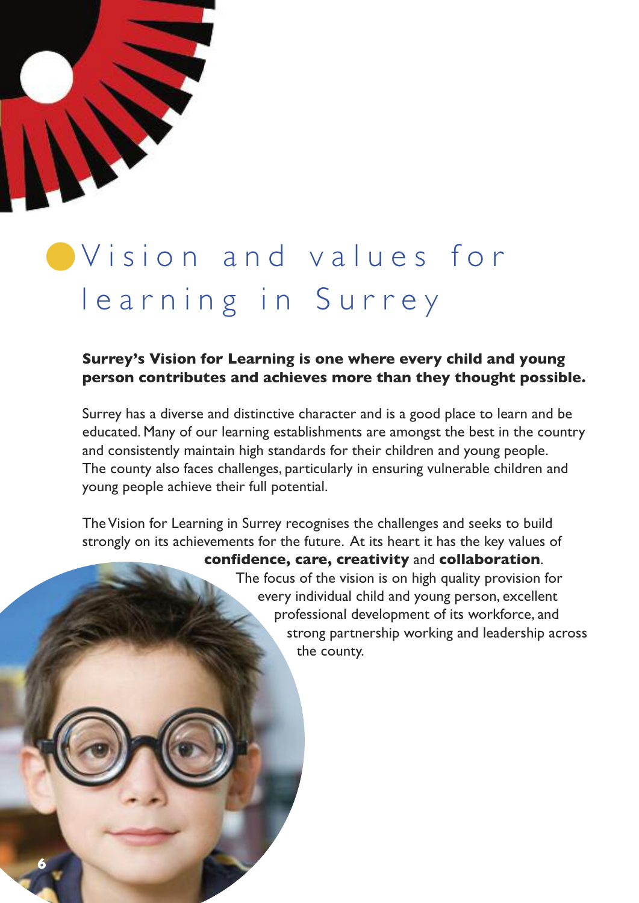# Vision and values for learning in Surrey

**Surrey's Vision for Learning is one where every child and young person contributes and achieves more than they thought possible.**

Surrey has a diverse and distinctive character and is a good place to learn and be educated. Many of our learning establishments are amongst the best in the country and consistently maintain high standards for their children and young people. The county also faces challenges, particularly in ensuring vulnerable children and young people achieve their full potential.

The Vision for Learning in Surrey recognises the challenges and seeks to build strongly on its achievements for the future. At its heart it has the key values of **confidence, care, creativity** and **collaboration**. The focus of the vision is on high quality provision for every individual child and young person, excellent professional development of its workforce, and strong partnership working and leadership across the county.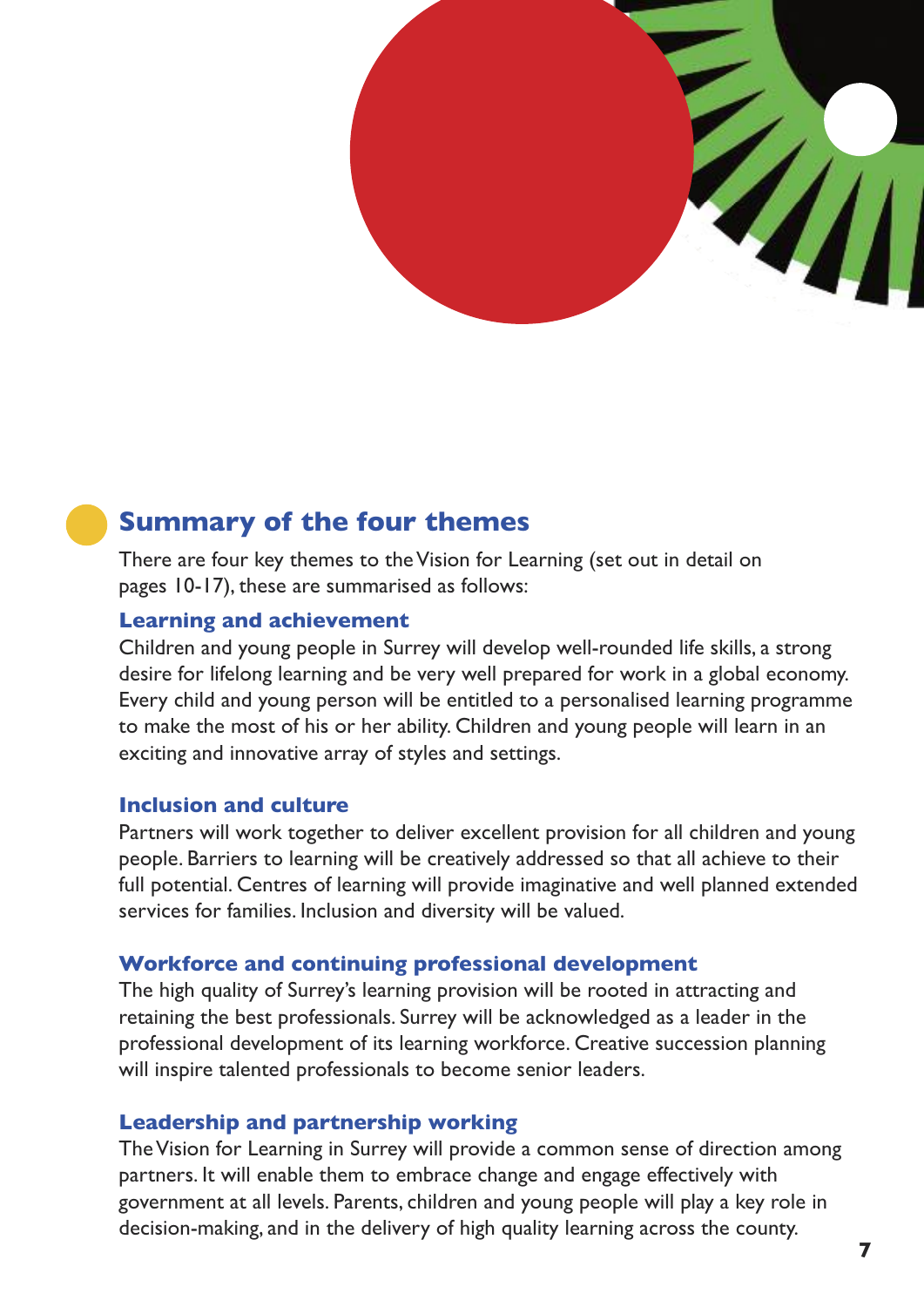## Summary of the four themes

There are four key themes to the Vision for Learning (set out in detail on pages 10-17), these are summarised as follows:

### Learning and achievement

Children and young people in Surrey will develop well-rounded life skills, a strong desire for lifelong learning and be very well prepared for work in a global economy. Every child and young person will be entitled to a personalised learning programme to make the most of his or her ability. Children and young people will learn in an exciting and innovative array of styles and settings.

### Inclusion and culture

Partners will work together to deliver excellent provision for all children and young people. Barriers to learning will be creatively addressed so that all achieve to their full potential. Centres of learning will provide imaginative and well planned extended services for families. Inclusion and diversity will be valued.

### Workforce and continuing professional development

The high quality of Surrey's learning provision will be rooted in attracting and retaining the best professionals. Surrey will be acknowledged as a leader in the professional development of its learning workforce. Creative succession planning will inspire talented professionals to become senior leaders.

### Leadership and partnership working

The Vision for Learning in Surrey will provide a common sense of direction among partners. It will enable them to embrace change and engage effectively with government at all levels. Parents, children and young people will play a key role in decision-making, and in the delivery of high quality learning across the county.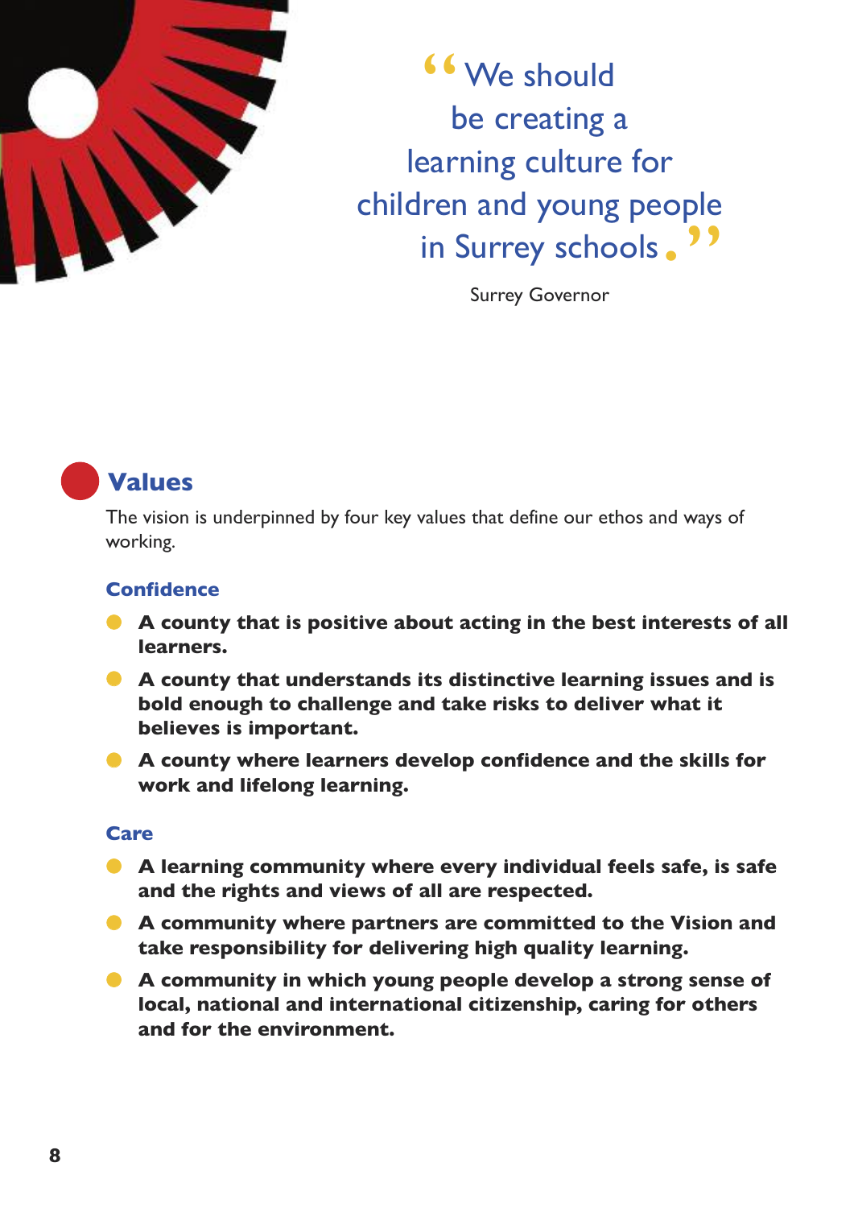> "We should be creating a learning culture for children and young people in Surrey schools."
>
> Surrey Governor

## Values

The vision is underpinned by four key values that define our ethos and ways of working.

### Confidence

- **A county that is positive about acting in the best interests of all learners.**
- **A county that understands its distinctive learning issues and is bold enough to challenge and take risks to deliver what it believes is important.**
- **A county where learners develop confidence and the skills for work and lifelong learning.**

### Care

- **A learning community where every individual feels safe, is safe and the rights and views of all are respected.**
- **A community where partners are committed to the Vision and take responsibility for delivering high quality learning.**
- **A community in which young people develop a strong sense of local, national and international citizenship, caring for others and for the environment.**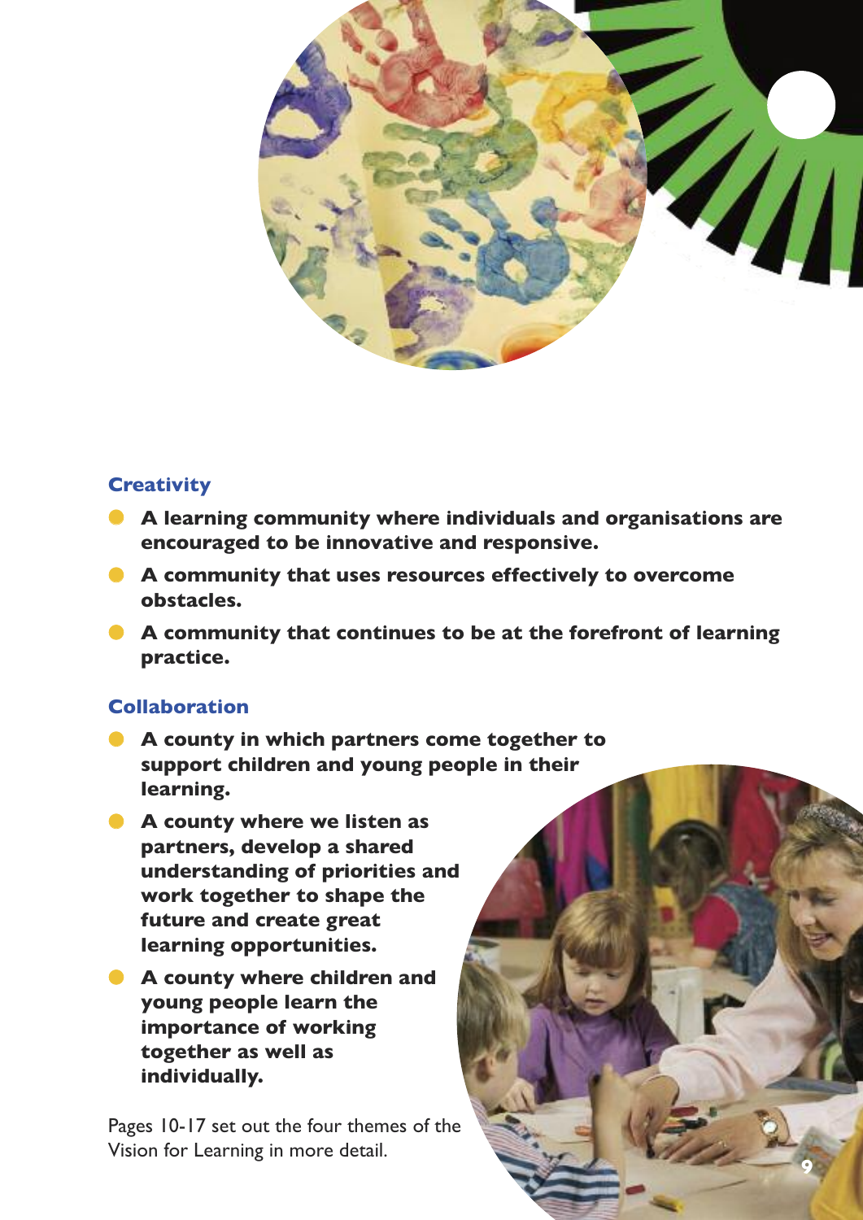### Creativity

- **A learning community where individuals and organisations are encouraged to be innovative and responsive.**
- **A community that uses resources effectively to overcome obstacles.**
- **A community that continues to be at the forefront of learning practice.**

### Collaboration

- **A county in which partners come together to support children and young people in their learning.**
- **A county where we listen as partners, develop a shared understanding of priorities and work together to shape the future and create great learning opportunities.**
- **A county where children and young people learn the importance of working together as well as individually.**

Pages 10-17 set out the four themes of the Vision for Learning in more detail.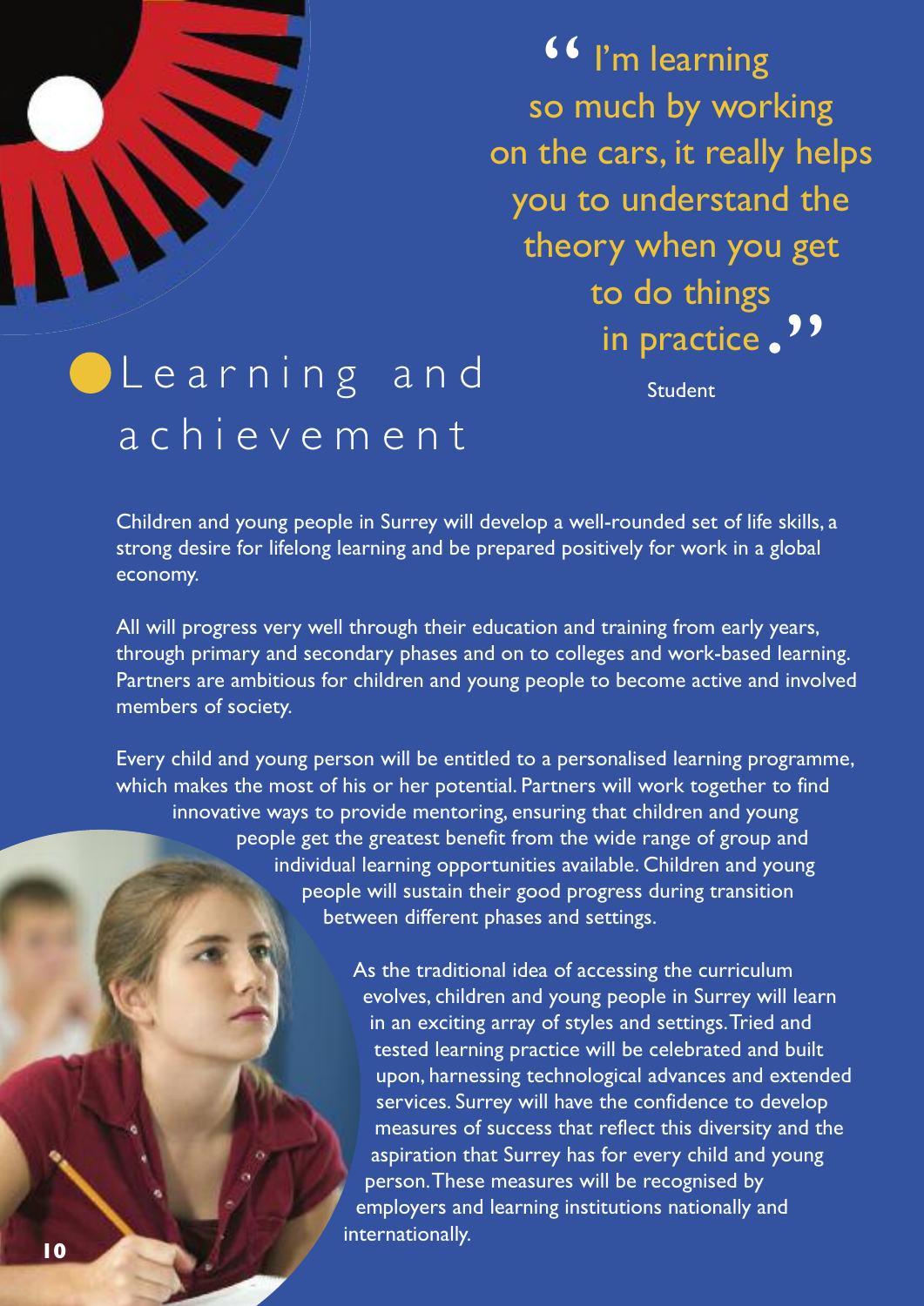> "I'm learning so much by working on the cars, it really helps you to understand the theory when you get to do things in practice."
>
> Student

# Learning and achievement

Children and young people in Surrey will develop a well-rounded set of life skills, a strong desire for lifelong learning and be prepared positively for work in a global economy.

All will progress very well through their education and training from early years, through primary and secondary phases and on to colleges and work-based learning. Partners are ambitious for children and young people to become active and involved members of society.

Every child and young person will be entitled to a personalised learning programme, which makes the most of his or her potential. Partners will work together to find innovative ways to provide mentoring, ensuring that children and young people get the greatest benefit from the wide range of group and individual learning opportunities available. Children and young people will sustain their good progress during transition between different phases and settings.

As the traditional idea of accessing the curriculum evolves, children and young people in Surrey will learn in an exciting array of styles and settings. Tried and tested learning practice will be celebrated and built upon, harnessing technological advances and extended services. Surrey will have the confidence to develop measures of success that reflect this diversity and the aspiration that Surrey has for every child and young person. These measures will be recognised by employers and learning institutions nationally and internationally.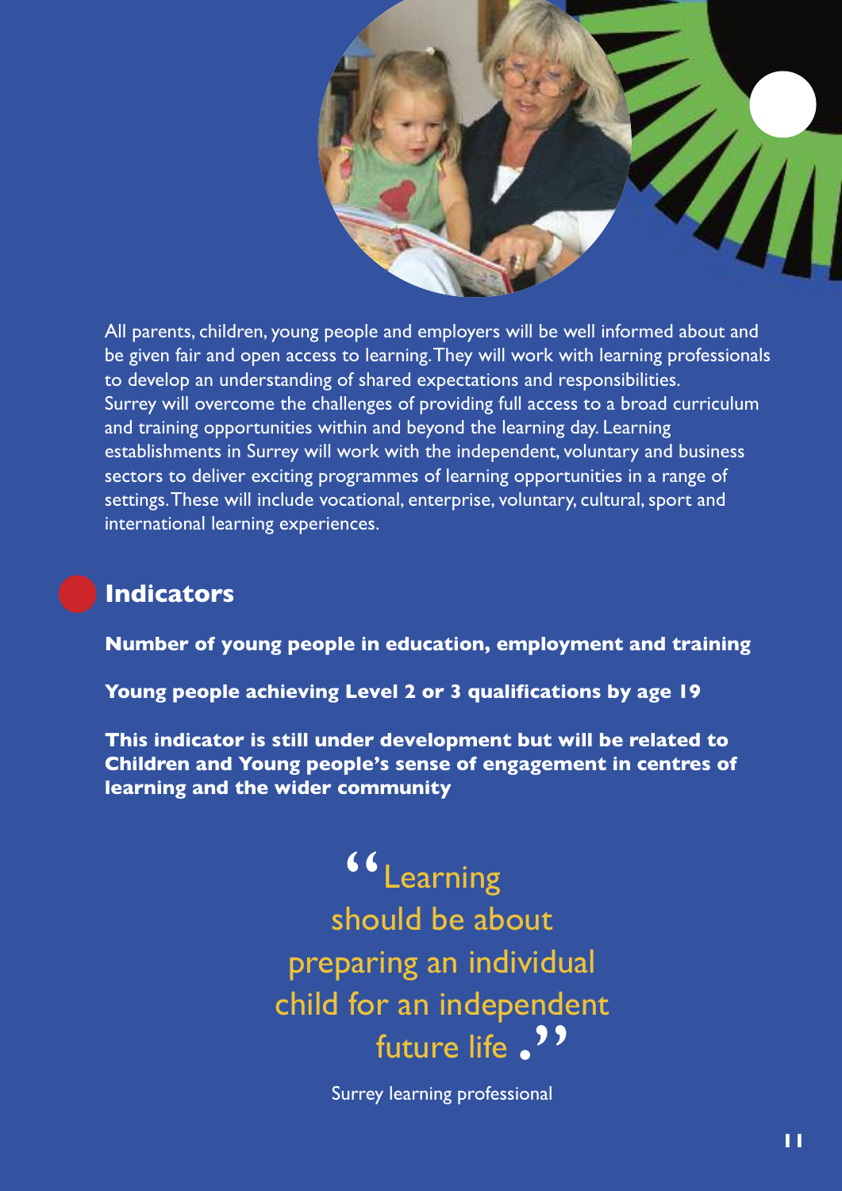All parents, children, young people and employers will be well informed about and be given fair and open access to learning. They will work with learning professionals to develop an understanding of shared expectations and responsibilities. Surrey will overcome the challenges of providing full access to a broad curriculum and training opportunities within and beyond the learning day. Learning establishments in Surrey will work with the independent, voluntary and business sectors to deliver exciting programmes of learning opportunities in a range of settings. These will include vocational, enterprise, voluntary, cultural, sport and international learning experiences.

## Indicators

**Number of young people in education, employment and training**

**Young people achieving Level 2 or 3 qualifications by age 19**

**This indicator is still under development but will be related to Children and Young people's sense of engagement in centres of learning and the wider community**

> "Learning should be about preparing an individual child for an independent future life."

Surrey learning professional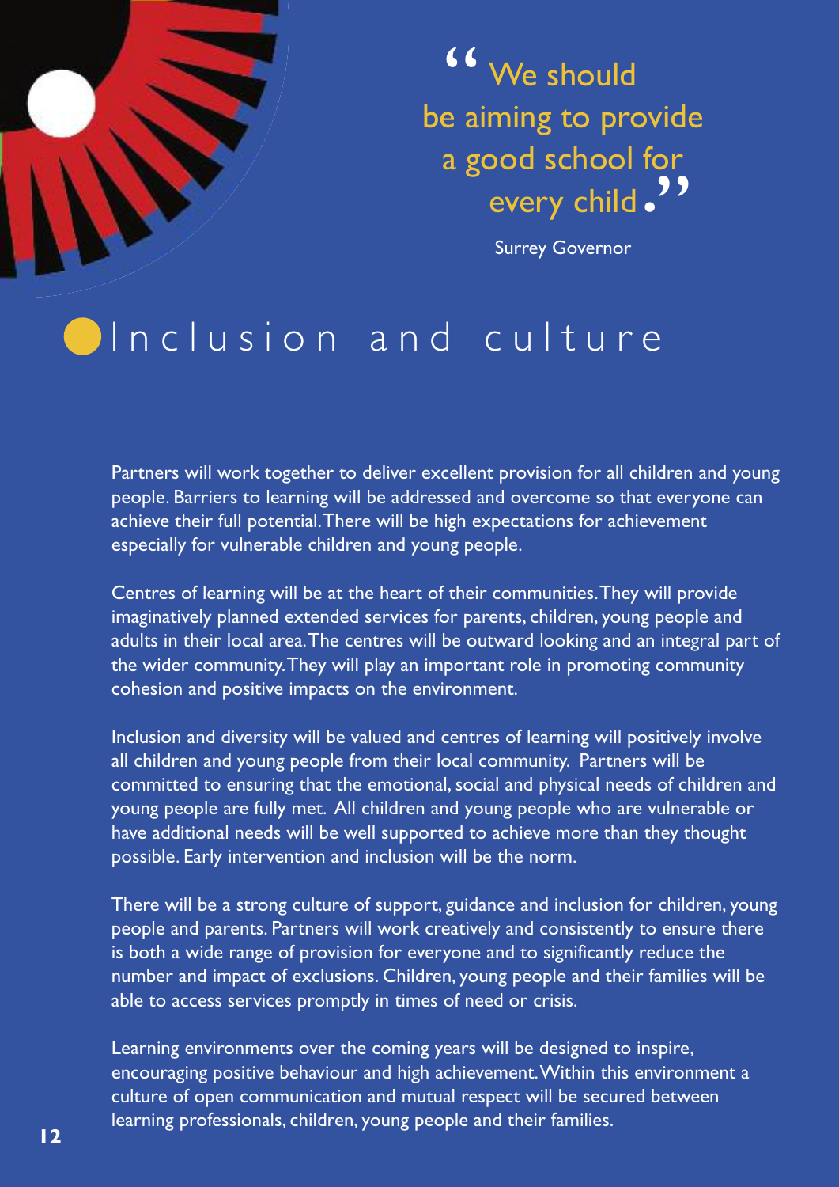> "We should be aiming to provide a good school for every child."
>
> Surrey Governor

# Inclusion and culture

Partners will work together to deliver excellent provision for all children and young people. Barriers to learning will be addressed and overcome so that everyone can achieve their full potential. There will be high expectations for achievement especially for vulnerable children and young people.

Centres of learning will be at the heart of their communities. They will provide imaginatively planned extended services for parents, children, young people and adults in their local area. The centres will be outward looking and an integral part of the wider community. They will play an important role in promoting community cohesion and positive impacts on the environment.

Inclusion and diversity will be valued and centres of learning will positively involve all children and young people from their local community. Partners will be committed to ensuring that the emotional, social and physical needs of children and young people are fully met. All children and young people who are vulnerable or have additional needs will be well supported to achieve more than they thought possible. Early intervention and inclusion will be the norm.

There will be a strong culture of support, guidance and inclusion for children, young people and parents. Partners will work creatively and consistently to ensure there is both a wide range of provision for everyone and to significantly reduce the number and impact of exclusions. Children, young people and their families will be able to access services promptly in times of need or crisis.

Learning environments over the coming years will be designed to inspire, encouraging positive behaviour and high achievement. Within this environment a culture of open communication and mutual respect will be secured between learning professionals, children, young people and their families.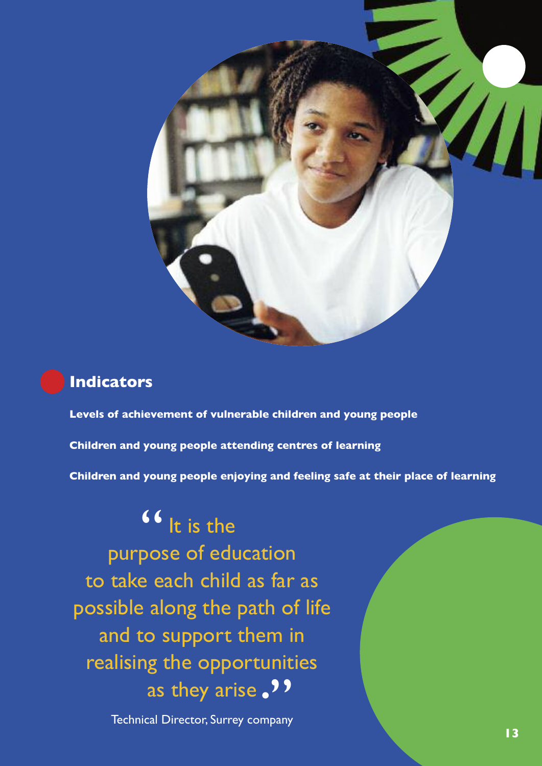## Indicators

**Levels of achievement of vulnerable children and young people**

**Children and young people attending centres of learning**

**Children and young people enjoying and feeling safe at their place of learning**

> “It is the purpose of education to take each child as far as possible along the path of life and to support them in realising the opportunities as they arise.”

Technical Director, Surrey company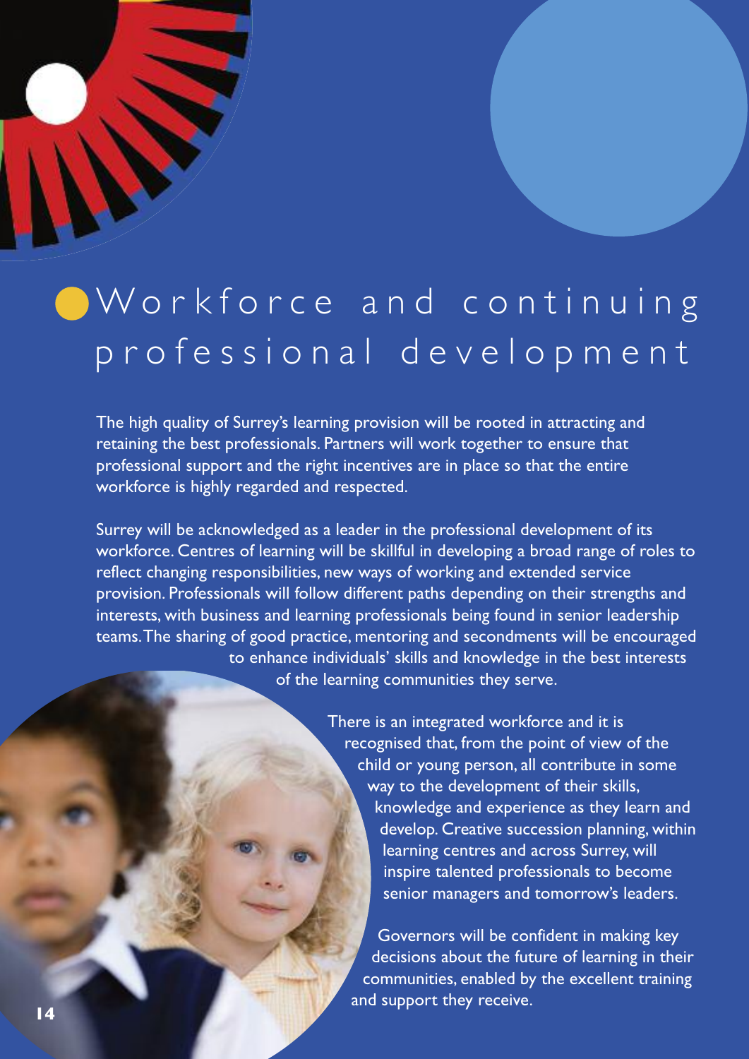# Workforce and continuing professional development

The high quality of Surrey's learning provision will be rooted in attracting and retaining the best professionals. Partners will work together to ensure that professional support and the right incentives are in place so that the entire workforce is highly regarded and respected.

Surrey will be acknowledged as a leader in the professional development of its workforce. Centres of learning will be skillful in developing a broad range of roles to reflect changing responsibilities, new ways of working and extended service provision. Professionals will follow different paths depending on their strengths and interests, with business and learning professionals being found in senior leadership teams. The sharing of good practice, mentoring and secondments will be encouraged to enhance individuals' skills and knowledge in the best interests of the learning communities they serve.

There is an integrated workforce and it is recognised that, from the point of view of the child or young person, all contribute in some way to the development of their skills, knowledge and experience as they learn and develop. Creative succession planning, within learning centres and across Surrey, will inspire talented professionals to become senior managers and tomorrow's leaders.

Governors will be confident in making key decisions about the future of learning in their communities, enabled by the excellent training and support they receive.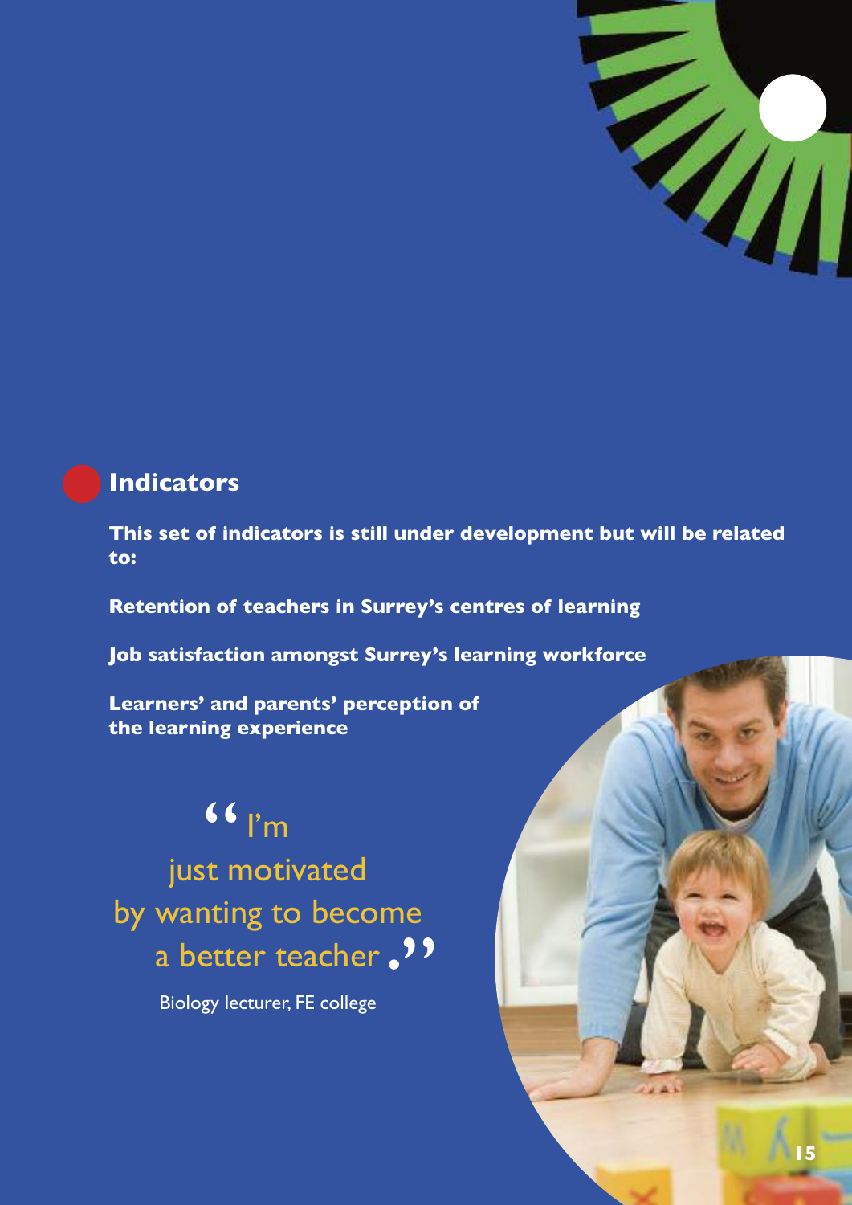## Indicators

**This set of indicators is still under development but will be related to:**

**Retention of teachers in Surrey's centres of learning**

**Job satisfaction amongst Surrey's learning workforce**

**Learners' and parents' perception of the learning experience**

> "I'm just motivated by wanting to become a better teacher."
>
> Biology lecturer, FE college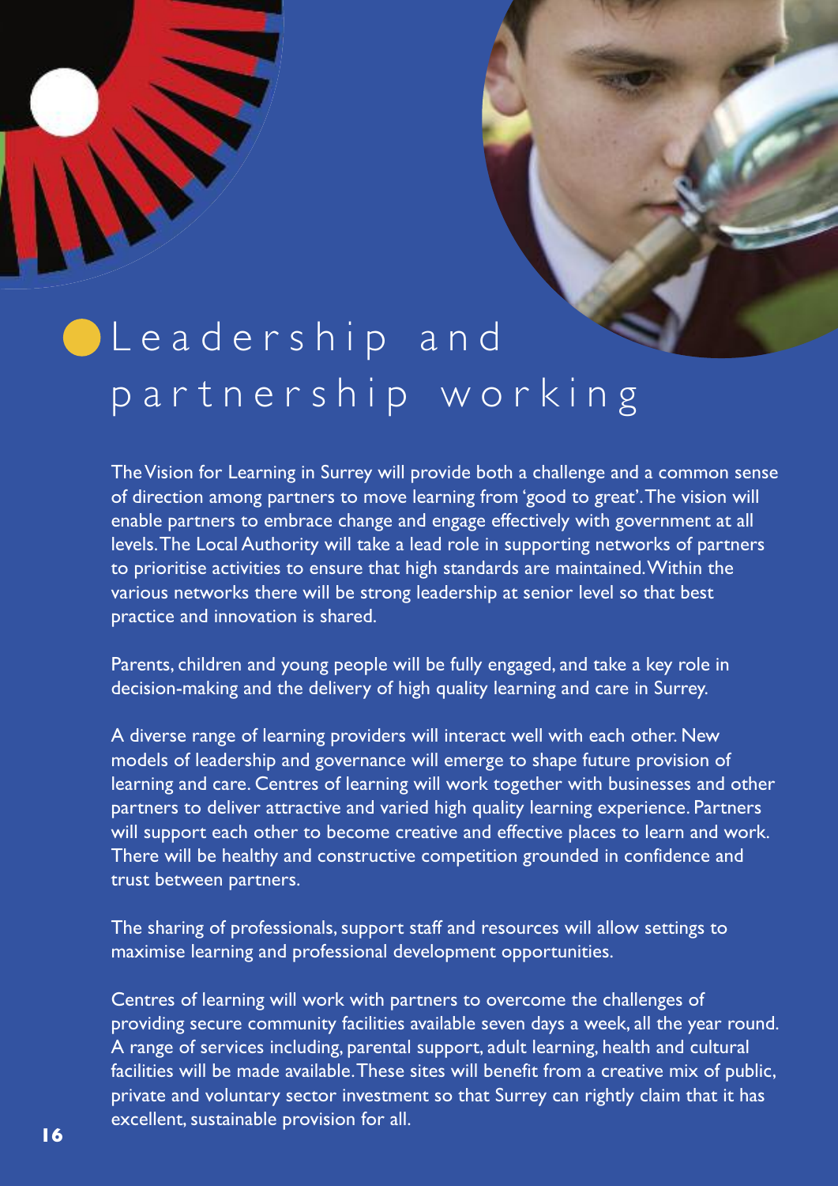# Leadership and partnership working

The Vision for Learning in Surrey will provide both a challenge and a common sense of direction among partners to move learning from 'good to great'. The vision will enable partners to embrace change and engage effectively with government at all levels. The Local Authority will take a lead role in supporting networks of partners to prioritise activities to ensure that high standards are maintained. Within the various networks there will be strong leadership at senior level so that best practice and innovation is shared.

Parents, children and young people will be fully engaged, and take a key role in decision-making and the delivery of high quality learning and care in Surrey.

A diverse range of learning providers will interact well with each other. New models of leadership and governance will emerge to shape future provision of learning and care. Centres of learning will work together with businesses and other partners to deliver attractive and varied high quality learning experience. Partners will support each other to become creative and effective places to learn and work. There will be healthy and constructive competition grounded in confidence and trust between partners.

The sharing of professionals, support staff and resources will allow settings to maximise learning and professional development opportunities.

Centres of learning will work with partners to overcome the challenges of providing secure community facilities available seven days a week, all the year round. A range of services including, parental support, adult learning, health and cultural facilities will be made available. These sites will benefit from a creative mix of public, private and voluntary sector investment so that Surrey can rightly claim that it has excellent, sustainable provision for all.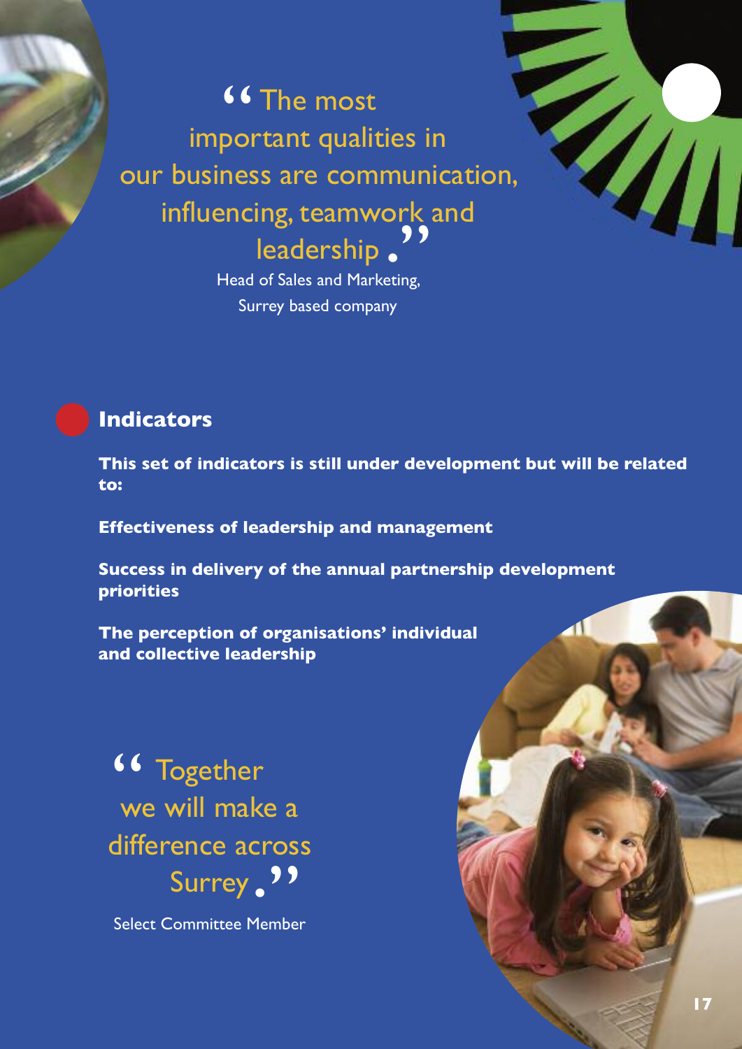> "The most important qualities in our business are communication, influencing, teamwork and leadership."
>
> Head of Sales and Marketing, Surrey based company

## Indicators

**This set of indicators is still under development but will be related to:**

**Effectiveness of leadership and management**

**Success in delivery of the annual partnership development priorities**

**The perception of organisations' individual and collective leadership**

> "Together we will make a difference across Surrey."
>
> Select Committee Member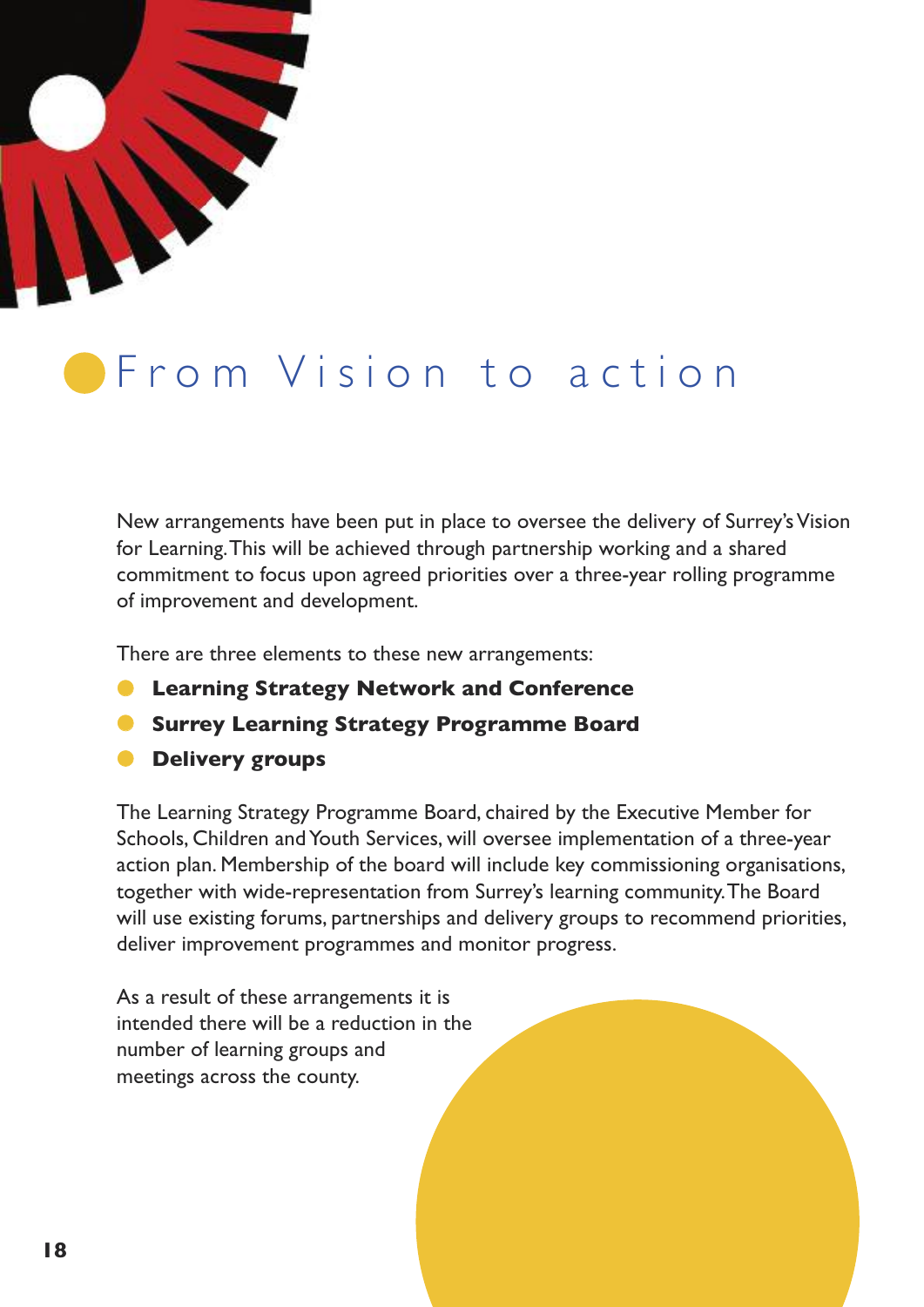# From Vision to action

New arrangements have been put in place to oversee the delivery of Surrey's Vision for Learning. This will be achieved through partnership working and a shared commitment to focus upon agreed priorities over a three-year rolling programme of improvement and development.

There are three elements to these new arrangements:

- **Learning Strategy Network and Conference**
- **Surrey Learning Strategy Programme Board**
- **Delivery groups**

The Learning Strategy Programme Board, chaired by the Executive Member for Schools, Children and Youth Services, will oversee implementation of a three-year action plan. Membership of the board will include key commissioning organisations, together with wide-representation from Surrey's learning community. The Board will use existing forums, partnerships and delivery groups to recommend priorities, deliver improvement programmes and monitor progress.

As a result of these arrangements it is intended there will be a reduction in the number of learning groups and meetings across the county.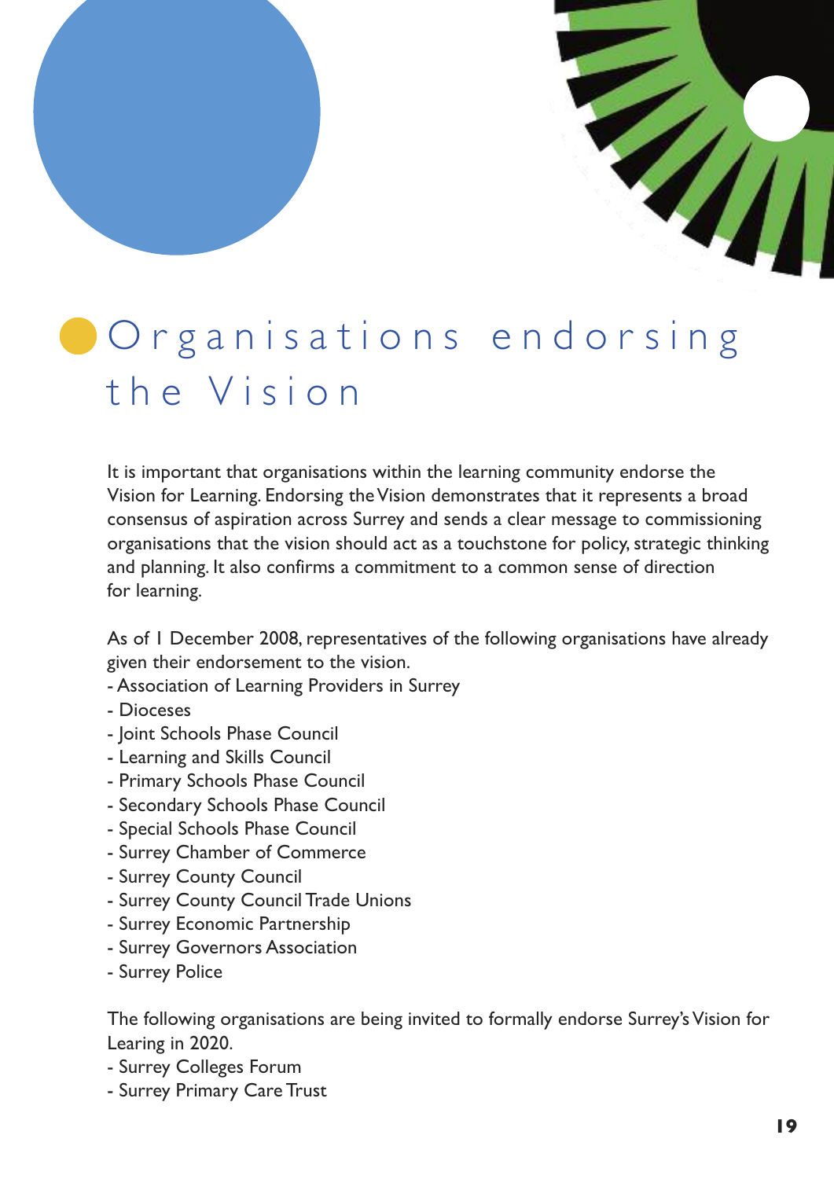# Organisations endorsing the Vision

It is important that organisations within the learning community endorse the Vision for Learning. Endorsing the Vision demonstrates that it represents a broad consensus of aspiration across Surrey and sends a clear message to commissioning organisations that the vision should act as a touchstone for policy, strategic thinking and planning. It also confirms a commitment to a common sense of direction for learning.

As of 1 December 2008, representatives of the following organisations have already given their endorsement to the vision.

- Association of Learning Providers in Surrey
- Dioceses
- Joint Schools Phase Council
- Learning and Skills Council
- Primary Schools Phase Council
- Secondary Schools Phase Council
- Special Schools Phase Council
- Surrey Chamber of Commerce
- Surrey County Council
- Surrey County Council Trade Unions
- Surrey Economic Partnership
- Surrey Governors Association
- Surrey Police

The following organisations are being invited to formally endorse Surrey's Vision for Learing in 2020.

- Surrey Colleges Forum
- Surrey Primary Care Trust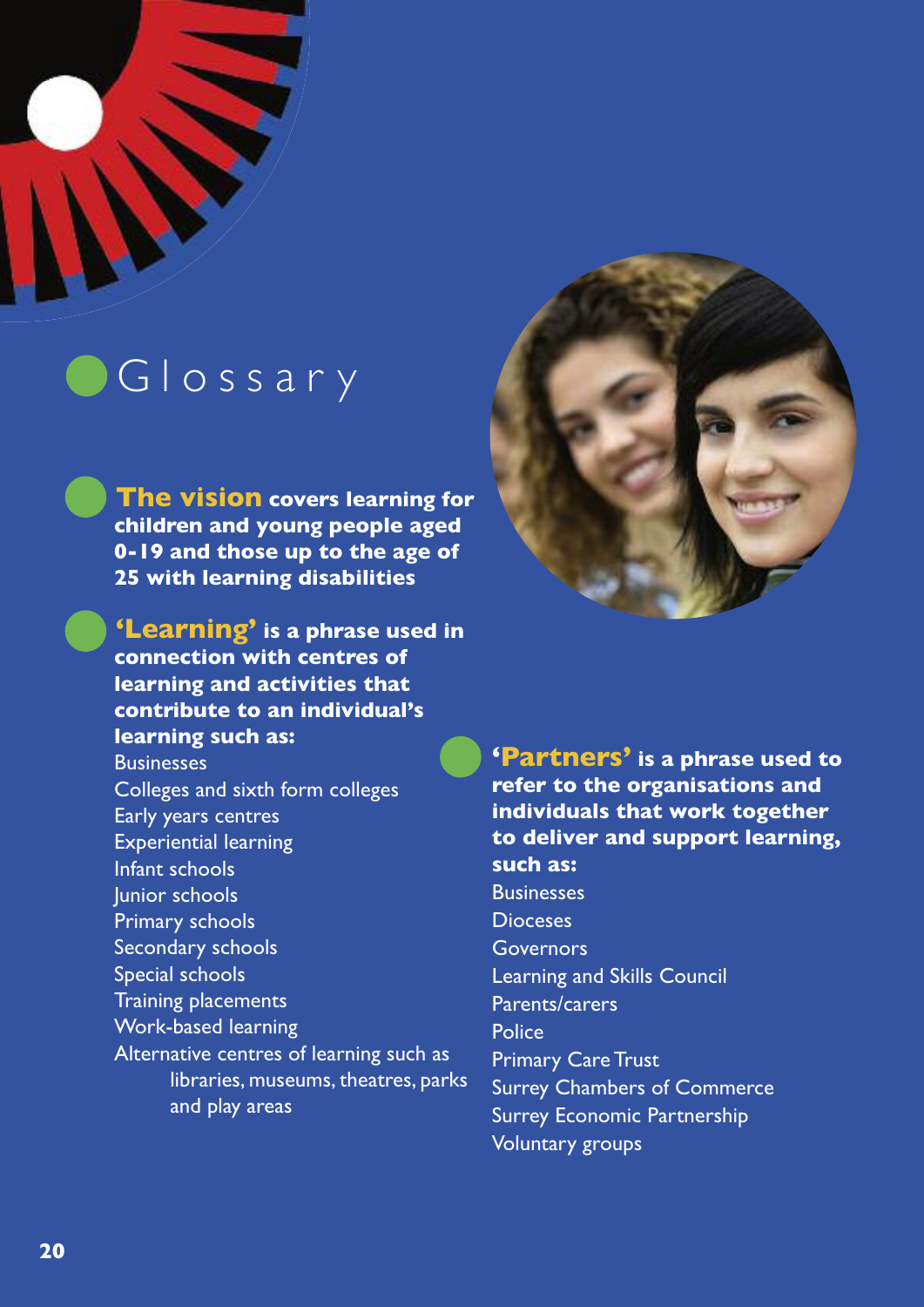# Glossary

**The vision covers learning for children and young people aged 0-19 and those up to the age of 25 with learning disabilities**

**'Learning' is a phrase used in connection with centres of learning and activities that contribute to an individual's learning such as:**

- Businesses
- Colleges and sixth form colleges
- Early years centres
- Experiential learning
- Infant schools
- Junior schools
- Primary schools
- Secondary schools
- Special schools
- Training placements
- Work-based learning
- Alternative centres of learning such as libraries, museums, theatres, parks and play areas

**'Partners' is a phrase used to refer to the organisations and individuals that work together to deliver and support learning, such as:**

- Businesses
- Dioceses
- Governors
- Learning and Skills Council
- Parents/carers
- Police
- Primary Care Trust
- Surrey Chambers of Commerce
- Surrey Economic Partnership
- Voluntary groups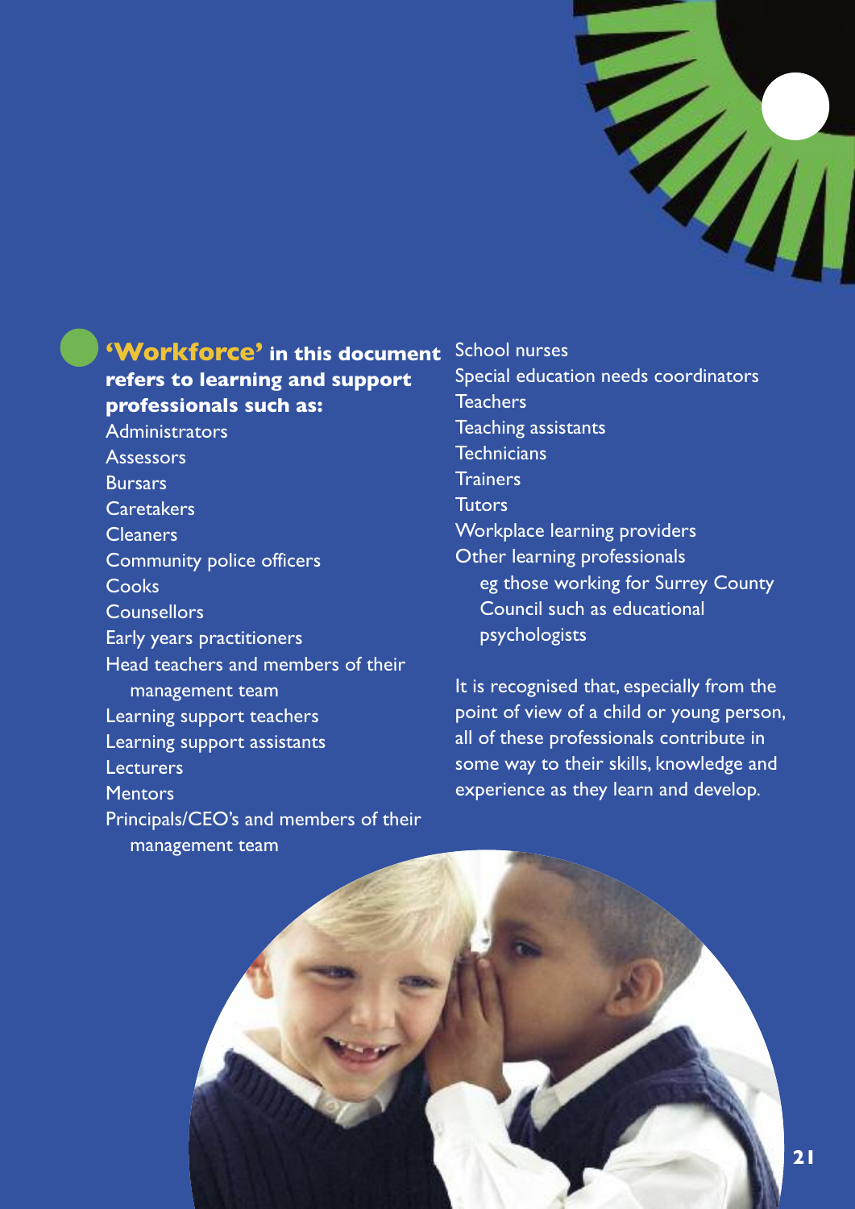**'Workforce' in this document refers to learning and support professionals such as:**

- Administrators
- Assessors
- Bursars
- Caretakers
- Cleaners
- Community police officers
- Cooks
- Counsellors
- Early years practitioners
- Head teachers and members of their management team
- Learning support teachers
- Learning support assistants
- Lecturers
- Mentors
- Principals/CEO's and members of their management team
- School nurses
- Special education needs coordinators
- Teachers
- Teaching assistants
- Technicians
- Trainers
- Tutors
- Workplace learning providers
- Other learning professionals
  - eg those working for Surrey County Council such as educational psychologists

It is recognised that, especially from the point of view of a child or young person, all of these professionals contribute in some way to their skills, knowledge and experience as they learn and develop.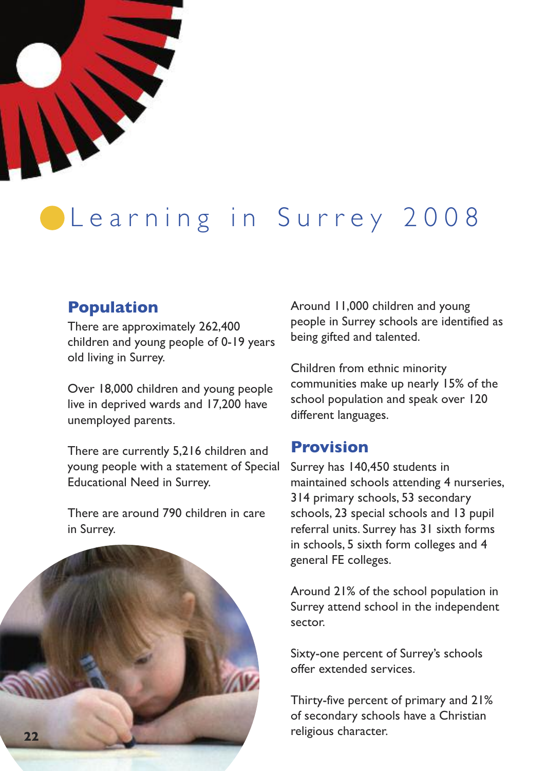# Learning in Surrey 2008

## Population

There are approximately 262,400 children and young people of 0-19 years old living in Surrey.

Over 18,000 children and young people live in deprived wards and 17,200 have unemployed parents.

There are currently 5,216 children and young people with a statement of Special Educational Need in Surrey.

There are around 790 children in care in Surrey.

Around 11,000 children and young people in Surrey schools are identified as being gifted and talented.

Children from ethnic minority communities make up nearly 15% of the school population and speak over 120 different languages.

## Provision

Surrey has 140,450 students in maintained schools attending 4 nurseries, 314 primary schools, 53 secondary schools, 23 special schools and 13 pupil referral units. Surrey has 31 sixth forms in schools, 5 sixth form colleges and 4 general FE colleges.

Around 21% of the school population in Surrey attend school in the independent sector.

Sixty-one percent of Surrey's schools offer extended services.

Thirty-five percent of primary and 21% of secondary schools have a Christian religious character.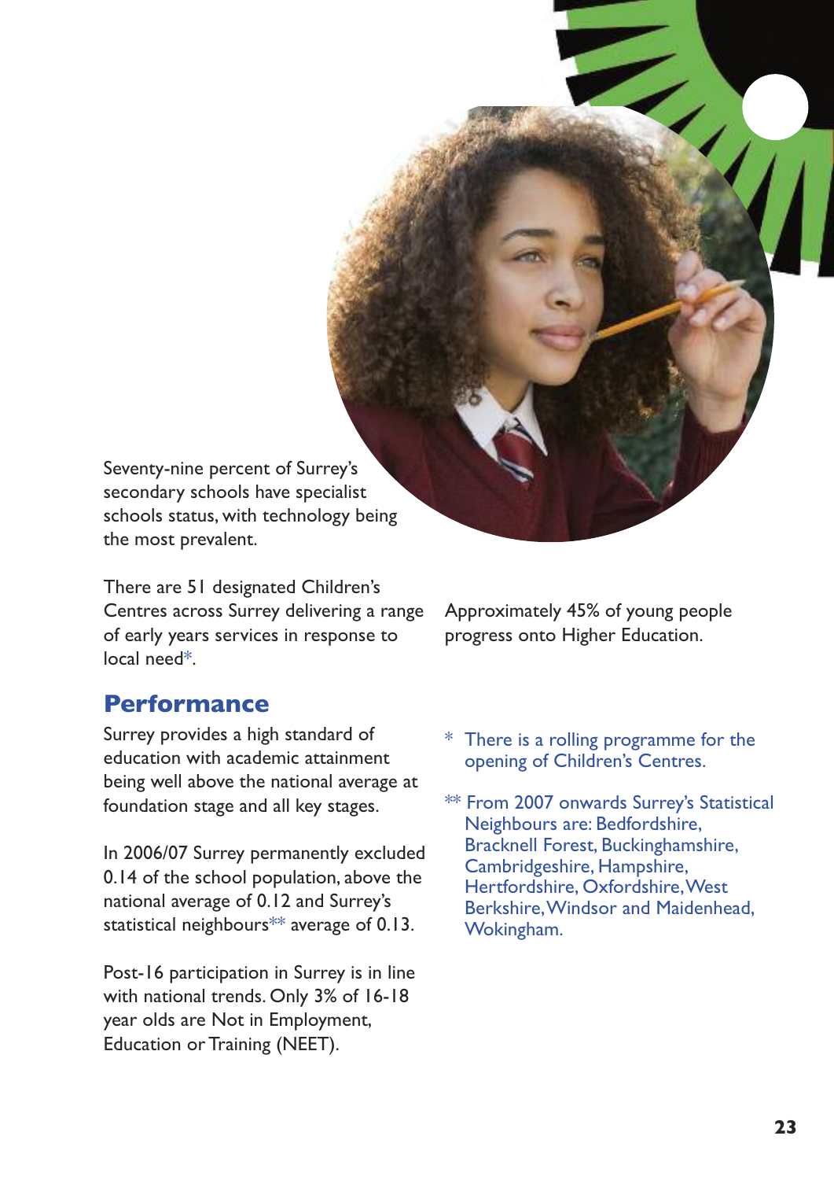Seventy-nine percent of Surrey's secondary schools have specialist schools status, with technology being the most prevalent.

There are 51 designated Children's Centres across Surrey delivering a range of early years services in response to local need*.

## Performance

Surrey provides a high standard of education with academic attainment being well above the national average at foundation stage and all key stages.

In 2006/07 Surrey permanently excluded 0.14 of the school population, above the national average of 0.12 and Surrey's statistical neighbours** average of 0.13.

Post-16 participation in Surrey is in line with national trends. Only 3% of 16-18 year olds are Not in Employment, Education or Training (NEET).

Approximately 45% of young people progress onto Higher Education.

\* There is a rolling programme for the opening of Children's Centres.

** From 2007 onwards Surrey's Statistical Neighbours are: Bedfordshire, Bracknell Forest, Buckinghamshire, Cambridgeshire, Hampshire, Hertfordshire, Oxfordshire, West Berkshire, Windsor and Maidenhead, Wokingham.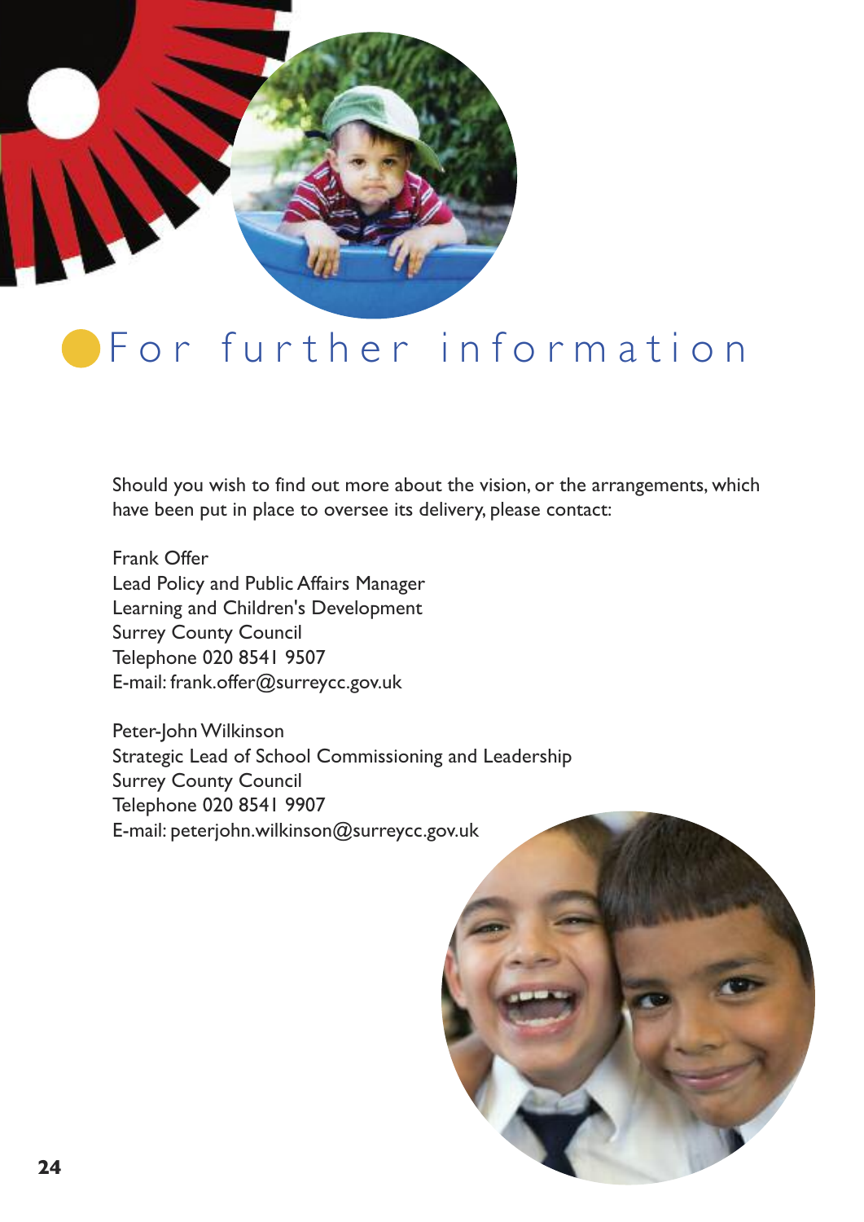# For further information

Should you wish to find out more about the vision, or the arrangements, which have been put in place to oversee its delivery, please contact:

Frank Offer
Lead Policy and Public Affairs Manager
Learning and Children's Development
Surrey County Council
Telephone 020 8541 9507
E-mail: frank.offer@surreycc.gov.uk

Peter-John Wilkinson
Strategic Lead of School Commissioning and Leadership
Surrey County Council
Telephone 020 8541 9907
E-mail: peterjohn.wilkinson@surreycc.gov.uk